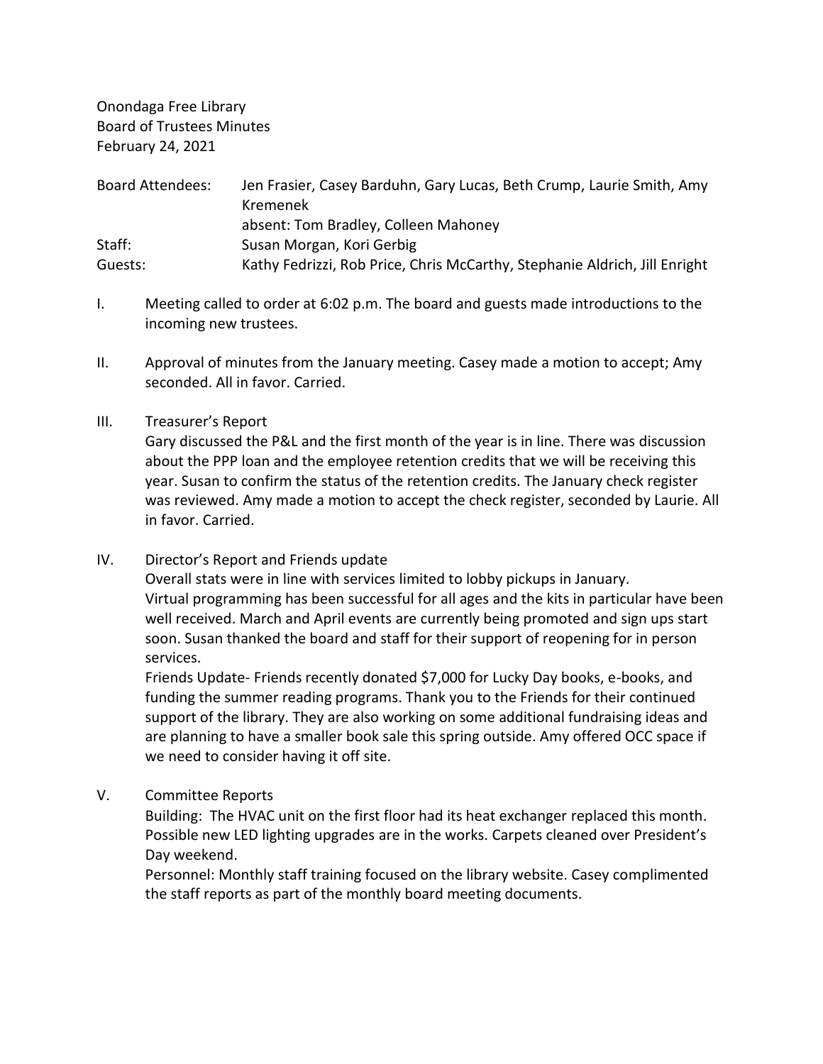Onondaga Free Library
Board of Trustees Minutes
February 24, 2021

| | |
|---|---|
| Board Attendees: | Jen Frasier, Casey Barduhn, Gary Lucas, Beth Crump, Laurie Smith, Amy Kremenek<br>absent: Tom Bradley, Colleen Mahoney |
| Staff: | Susan Morgan, Kori Gerbig |
| Guests: | Kathy Fedrizzi, Rob Price, Chris McCarthy, Stephanie Aldrich, Jill Enright |

I. Meeting called to order at 6:02 p.m. The board and guests made introductions to the incoming new trustees.

II. Approval of minutes from the January meeting. Casey made a motion to accept; Amy seconded. All in favor. Carried.

III. Treasurer's Report
Gary discussed the P&L and the first month of the year is in line. There was discussion about the PPP loan and the employee retention credits that we will be receiving this year. Susan to confirm the status of the retention credits. The January check register was reviewed. Amy made a motion to accept the check register, seconded by Laurie. All in favor. Carried.

IV. Director's Report and Friends update
Overall stats were in line with services limited to lobby pickups in January.
Virtual programming has been successful for all ages and the kits in particular have been well received. March and April events are currently being promoted and sign ups start soon. Susan thanked the board and staff for their support of reopening for in person services.
Friends Update- Friends recently donated $7,000 for Lucky Day books, e-books, and funding the summer reading programs. Thank you to the Friends for their continued support of the library. They are also working on some additional fundraising ideas and are planning to have a smaller book sale this spring outside. Amy offered OCC space if we need to consider having it off site.

V. Committee Reports
Building: The HVAC unit on the first floor had its heat exchanger replaced this month. Possible new LED lighting upgrades are in the works. Carpets cleaned over President's Day weekend.
Personnel: Monthly staff training focused on the library website. Casey complimented the staff reports as part of the monthly board meeting documents.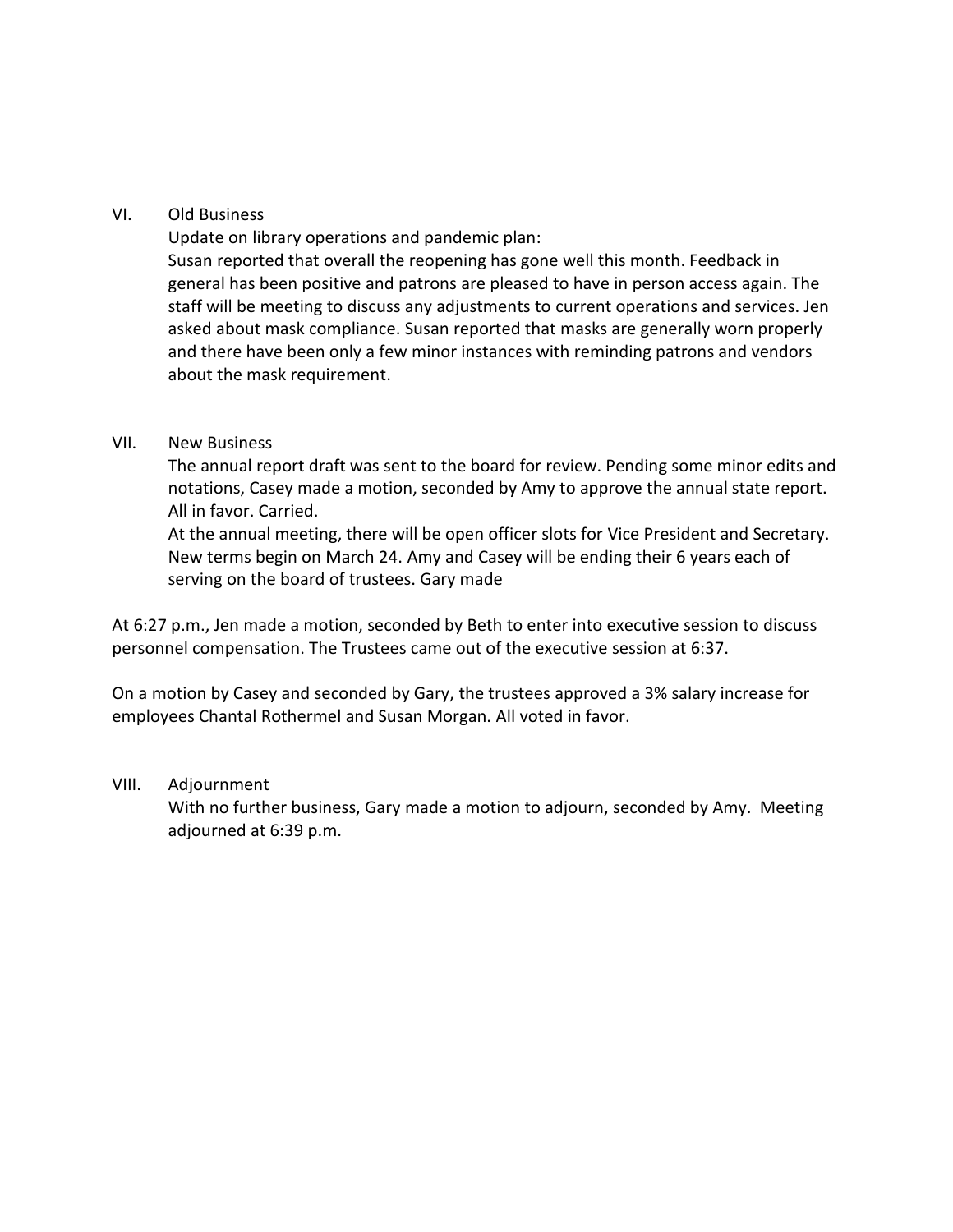VI. Old Business

Update on library operations and pandemic plan:

Susan reported that overall the reopening has gone well this month. Feedback in general has been positive and patrons are pleased to have in person access again. The staff will be meeting to discuss any adjustments to current operations and services. Jen asked about mask compliance. Susan reported that masks are generally worn properly and there have been only a few minor instances with reminding patrons and vendors about the mask requirement.

VII. New Business

The annual report draft was sent to the board for review. Pending some minor edits and notations, Casey made a motion, seconded by Amy to approve the annual state report. All in favor. Carried.

At the annual meeting, there will be open officer slots for Vice President and Secretary. New terms begin on March 24. Amy and Casey will be ending their 6 years each of serving on the board of trustees. Gary made

At 6:27 p.m., Jen made a motion, seconded by Beth to enter into executive session to discuss personnel compensation. The Trustees came out of the executive session at 6:37.

On a motion by Casey and seconded by Gary, the trustees approved a 3% salary increase for employees Chantal Rothermel and Susan Morgan. All voted in favor.

VIII. Adjournment

With no further business, Gary made a motion to adjourn, seconded by Amy. Meeting adjourned at 6:39 p.m.